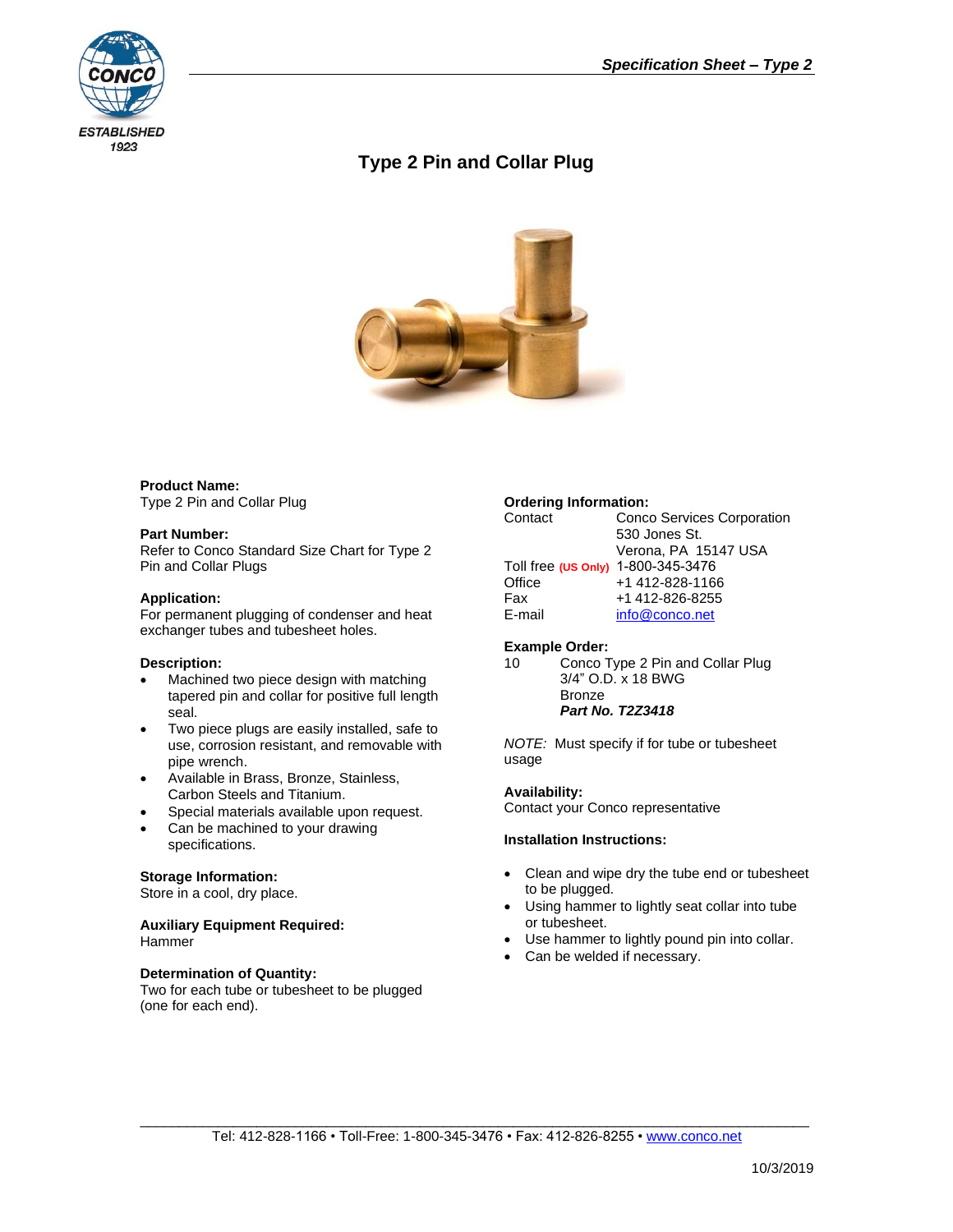# Type 2 Pin and Collar Plug

**Product Name:**
Type 2 Pin and Collar Plug

**Part Number:**
Refer to Conco Standard Size Chart for Type 2 Pin and Collar Plugs

**Application:**
For permanent plugging of condenser and heat exchanger tubes and tubesheet holes.

**Description:**

- Machined two piece design with matching tapered pin and collar for positive full length seal.
- Two piece plugs are easily installed, safe to use, corrosion resistant, and removable with pipe wrench.
- Available in Brass, Bronze, Stainless, Carbon Steels and Titanium.
- Special materials available upon request.
- Can be machined to your drawing specifications.

**Storage Information:**
Store in a cool, dry place.

**Auxiliary Equipment Required:**
Hammer

**Determination of Quantity:**
Two for each tube or tubesheet to be plugged (one for each end).

**Ordering Information:**

| | |
|---|---|
| Contact | Conco Services Corporation<br>530 Jones St.<br>Verona, PA 15147 USA |
| Toll free **(US Only)** | 1-800-345-3476 |
| Office | +1 412-828-1166 |
| Fax | +1 412-826-8255 |
| E-mail | info@conco.net |

**Example Order:**
10 Conco Type 2 Pin and Collar Plug
3/4" O.D. x 18 BWG
Bronze
***Part No. T2Z3418***

*NOTE:* Must specify if for tube or tubesheet usage

**Availability:**
Contact your Conco representative

**Installation Instructions:**

- Clean and wipe dry the tube end or tubesheet to be plugged.
- Using hammer to lightly seat collar into tube or tubesheet.
- Use hammer to lightly pound pin into collar.
- Can be welded if necessary.

Tel: 412-828-1166 • Toll-Free: 1-800-345-3476 • Fax: 412-826-8255 • www.conco.net

10/3/2019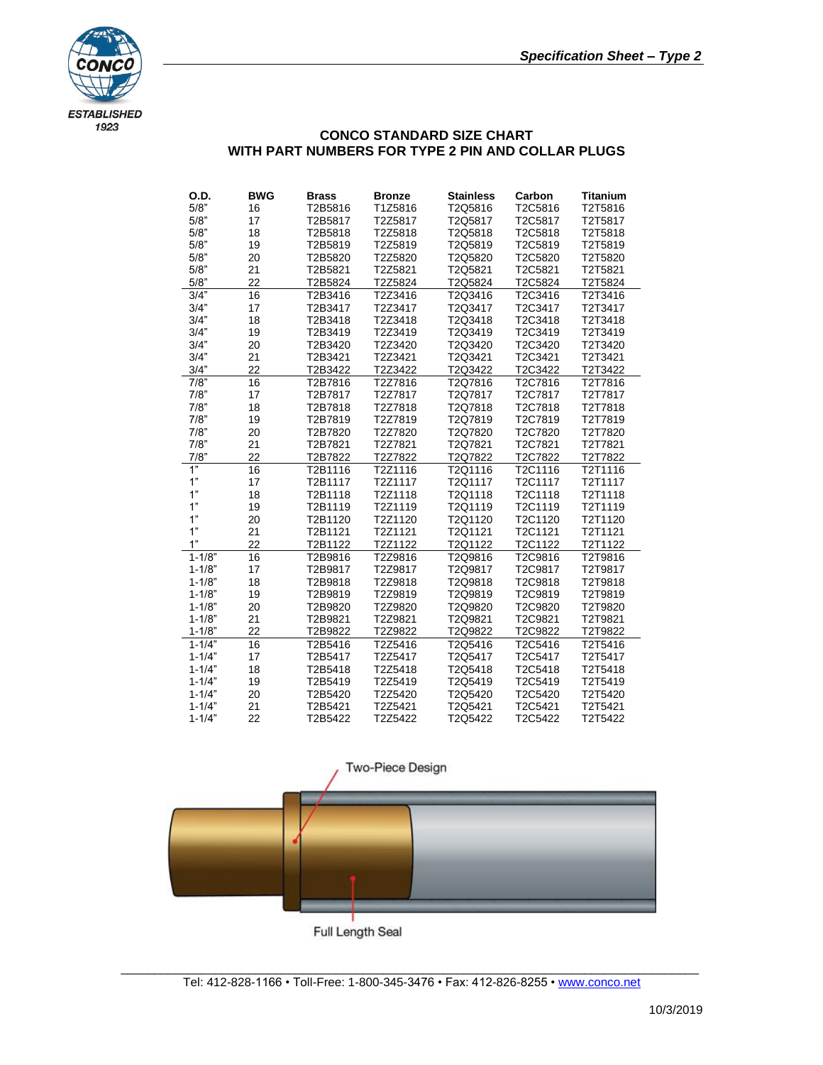## CONCO STANDARD SIZE CHART WITH PART NUMBERS FOR TYPE 2 PIN AND COLLAR PLUGS

| O.D. | BWG | Brass | Bronze | Stainless | Carbon | Titanium |
|---|---|---|---|---|---|---|
| 5/8" | 16 | T2B5816 | T1Z5816 | T2Q5816 | T2C5816 | T2T5816 |
| 5/8" | 17 | T2B5817 | T2Z5817 | T2Q5817 | T2C5817 | T2T5817 |
| 5/8" | 18 | T2B5818 | T2Z5818 | T2Q5818 | T2C5818 | T2T5818 |
| 5/8" | 19 | T2B5819 | T2Z5819 | T2Q5819 | T2C5819 | T2T5819 |
| 5/8" | 20 | T2B5820 | T2Z5820 | T2Q5820 | T2C5820 | T2T5820 |
| 5/8" | 21 | T2B5821 | T2Z5821 | T2Q5821 | T2C5821 | T2T5821 |
| 5/8" | 22 | T2B5824 | T2Z5824 | T2Q5824 | T2C5824 | T2T5824 |
| 3/4" | 16 | T2B3416 | T2Z3416 | T2Q3416 | T2C3416 | T2T3416 |
| 3/4" | 17 | T2B3417 | T2Z3417 | T2Q3417 | T2C3417 | T2T3417 |
| 3/4" | 18 | T2B3418 | T2Z3418 | T2Q3418 | T2C3418 | T2T3418 |
| 3/4" | 19 | T2B3419 | T2Z3419 | T2Q3419 | T2C3419 | T2T3419 |
| 3/4" | 20 | T2B3420 | T2Z3420 | T2Q3420 | T2C3420 | T2T3420 |
| 3/4" | 21 | T2B3421 | T2Z3421 | T2Q3421 | T2C3421 | T2T3421 |
| 3/4" | 22 | T2B3422 | T2Z3422 | T2Q3422 | T2C3422 | T2T3422 |
| 7/8" | 16 | T2B7816 | T2Z7816 | T2Q7816 | T2C7816 | T2T7816 |
| 7/8" | 17 | T2B7817 | T2Z7817 | T2Q7817 | T2C7817 | T2T7817 |
| 7/8" | 18 | T2B7818 | T2Z7818 | T2Q7818 | T2C7818 | T2T7818 |
| 7/8" | 19 | T2B7819 | T2Z7819 | T2Q7819 | T2C7819 | T2T7819 |
| 7/8" | 20 | T2B7820 | T2Z7820 | T2Q7820 | T2C7820 | T2T7820 |
| 7/8" | 21 | T2B7821 | T2Z7821 | T2Q7821 | T2C7821 | T2T7821 |
| 7/8" | 22 | T2B7822 | T2Z7822 | T2Q7822 | T2C7822 | T2T7822 |
| 1" | 16 | T2B1116 | T2Z1116 | T2Q1116 | T2C1116 | T2T1116 |
| 1" | 17 | T2B1117 | T2Z1117 | T2Q1117 | T2C1117 | T2T1117 |
| 1" | 18 | T2B1118 | T2Z1118 | T2Q1118 | T2C1118 | T2T1118 |
| 1" | 19 | T2B1119 | T2Z1119 | T2Q1119 | T2C1119 | T2T1119 |
| 1" | 20 | T2B1120 | T2Z1120 | T2Q1120 | T2C1120 | T2T1120 |
| 1" | 21 | T2B1121 | T2Z1121 | T2Q1121 | T2C1121 | T2T1121 |
| 1" | 22 | T2B1122 | T2Z1122 | T2Q1122 | T2C1122 | T2T1122 |
| 1-1/8" | 16 | T2B9816 | T2Z9816 | T2Q9816 | T2C9816 | T2T9816 |
| 1-1/8" | 17 | T2B9817 | T2Z9817 | T2Q9817 | T2C9817 | T2T9817 |
| 1-1/8" | 18 | T2B9818 | T2Z9818 | T2Q9818 | T2C9818 | T2T9818 |
| 1-1/8" | 19 | T2B9819 | T2Z9819 | T2Q9819 | T2C9819 | T2T9819 |
| 1-1/8" | 20 | T2B9820 | T2Z9820 | T2Q9820 | T2C9820 | T2T9820 |
| 1-1/8" | 21 | T2B9821 | T2Z9821 | T2Q9821 | T2C9821 | T2T9821 |
| 1-1/8" | 22 | T2B9822 | T2Z9822 | T2Q9822 | T2C9822 | T2T9822 |
| 1-1/4" | 16 | T2B5416 | T2Z5416 | T2Q5416 | T2C5416 | T2T5416 |
| 1-1/4" | 17 | T2B5417 | T2Z5417 | T2Q5417 | T2C5417 | T2T5417 |
| 1-1/4" | 18 | T2B5418 | T2Z5418 | T2Q5418 | T2C5418 | T2T5418 |
| 1-1/4" | 19 | T2B5419 | T2Z5419 | T2Q5419 | T2C5419 | T2T5419 |
| 1-1/4" | 20 | T2B5420 | T2Z5420 | T2Q5420 | T2C5420 | T2T5420 |
| 1-1/4" | 21 | T2B5421 | T2Z5421 | T2Q5421 | T2C5421 | T2T5421 |
| 1-1/4" | 22 | T2B5422 | T2Z5422 | T2Q5422 | T2C5422 | T2T5422 |

Two-Piece Design

Full Length Seal

Tel: 412-828-1166 • Toll-Free: 1-800-345-3476 • Fax: 412-826-8255 • www.conco.net

10/3/2019